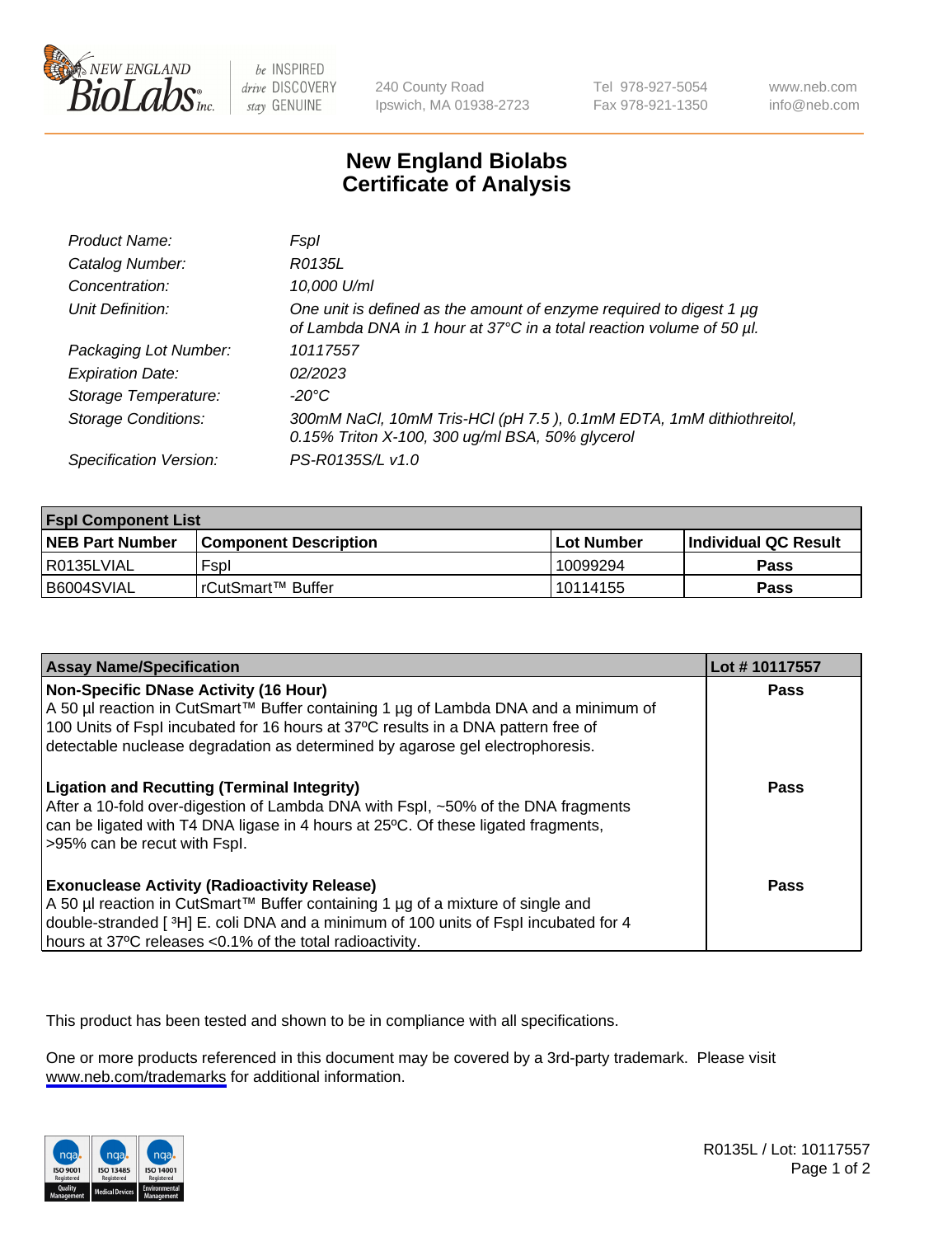# New England Biolabs Certificate of Analysis

| | |
|---|---|
| *Product Name:* | *FspI* |
| *Catalog Number:* | *R0135L* |
| *Concentration:* | *10,000 U/ml* |
| *Unit Definition:* | *One unit is defined as the amount of enzyme required to digest 1 µg of Lambda DNA in 1 hour at 37°C in a total reaction volume of 50 µl.* |
| *Packaging Lot Number:* | *10117557* |
| *Expiration Date:* | *02/2023* |
| *Storage Temperature:* | *-20°C* |
| *Storage Conditions:* | *300mM NaCl, 10mM Tris-HCl (pH 7.5 ), 0.1mM EDTA, 1mM dithiothreitol, 0.15% Triton X-100, 300 ug/ml BSA, 50% glycerol* |
| *Specification Version:* | *PS-R0135S/L v1.0* |

| FspI Component List | | | |
|---|---|---|---|
| **NEB Part Number** | **Component Description** | **Lot Number** | **Individual QC Result** |
| R0135LVIAL | FspI | 10099294 | **Pass** |
| B6004SVIAL | rCutSmart™ Buffer | 10114155 | **Pass** |

| Assay Name/Specification | Lot # 10117557 |
|---|---|
| **Non-Specific DNase Activity (16 Hour)** A 50 µl reaction in CutSmart™ Buffer containing 1 µg of Lambda DNA and a minimum of 100 Units of FspI incubated for 16 hours at 37ºC results in a DNA pattern free of detectable nuclease degradation as determined by agarose gel electrophoresis. | **Pass** |
| **Ligation and Recutting (Terminal Integrity)** After a 10-fold over-digestion of Lambda DNA with FspI, ~50% of the DNA fragments can be ligated with T4 DNA ligase in 4 hours at 25ºC. Of these ligated fragments, >95% can be recut with FspI. | **Pass** |
| **Exonuclease Activity (Radioactivity Release)** A 50 µl reaction in CutSmart™ Buffer containing 1 µg of a mixture of single and double-stranded [ $^{3}$H] E. coli DNA and a minimum of 100 units of FspI incubated for 4 hours at 37ºC releases <0.1% of the total radioactivity. | **Pass** |

This product has been tested and shown to be in compliance with all specifications.

One or more products referenced in this document may be covered by a 3rd-party trademark. Please visit www.neb.com/trademarks for additional information.

R0135L / Lot: 10117557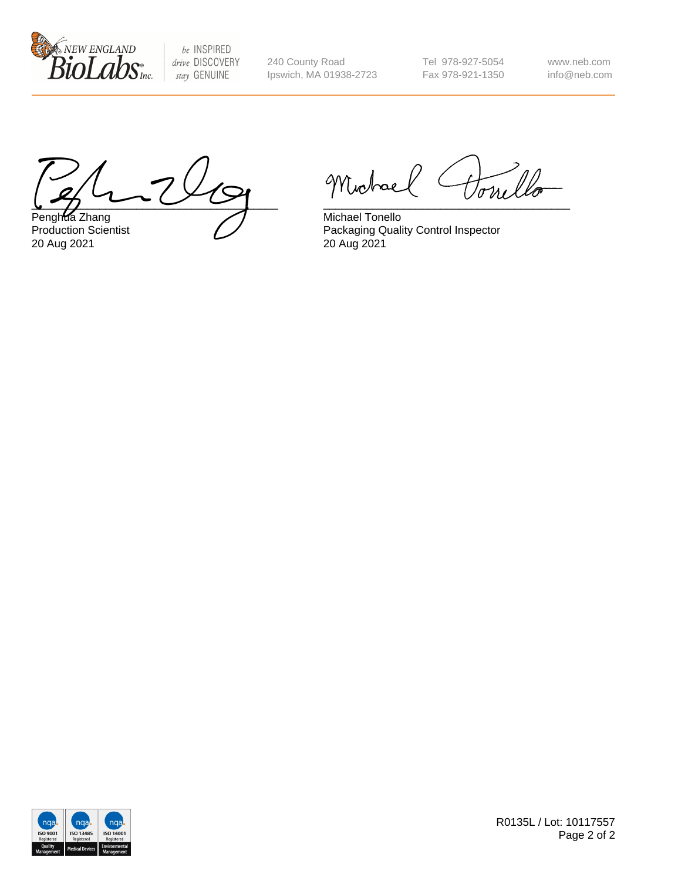NEW ENGLAND BioLabs Inc.

be INSPIRED
drive DISCOVERY
stay GENUINE

240 County Road
Ipswich, MA 01938-2723

Tel 978-927-5054
Fax 978-921-1350

www.neb.com
info@neb.com

Penghua Zhang
Production Scientist
20 Aug 2021

Michael Tonello
Packaging Quality Control Inspector
20 Aug 2021

ISO 9001 Registered Quality Management | ISO 13485 Registered Medical Devices | ISO 14001 Registered Environmental Management

R0135L / Lot: 10117557